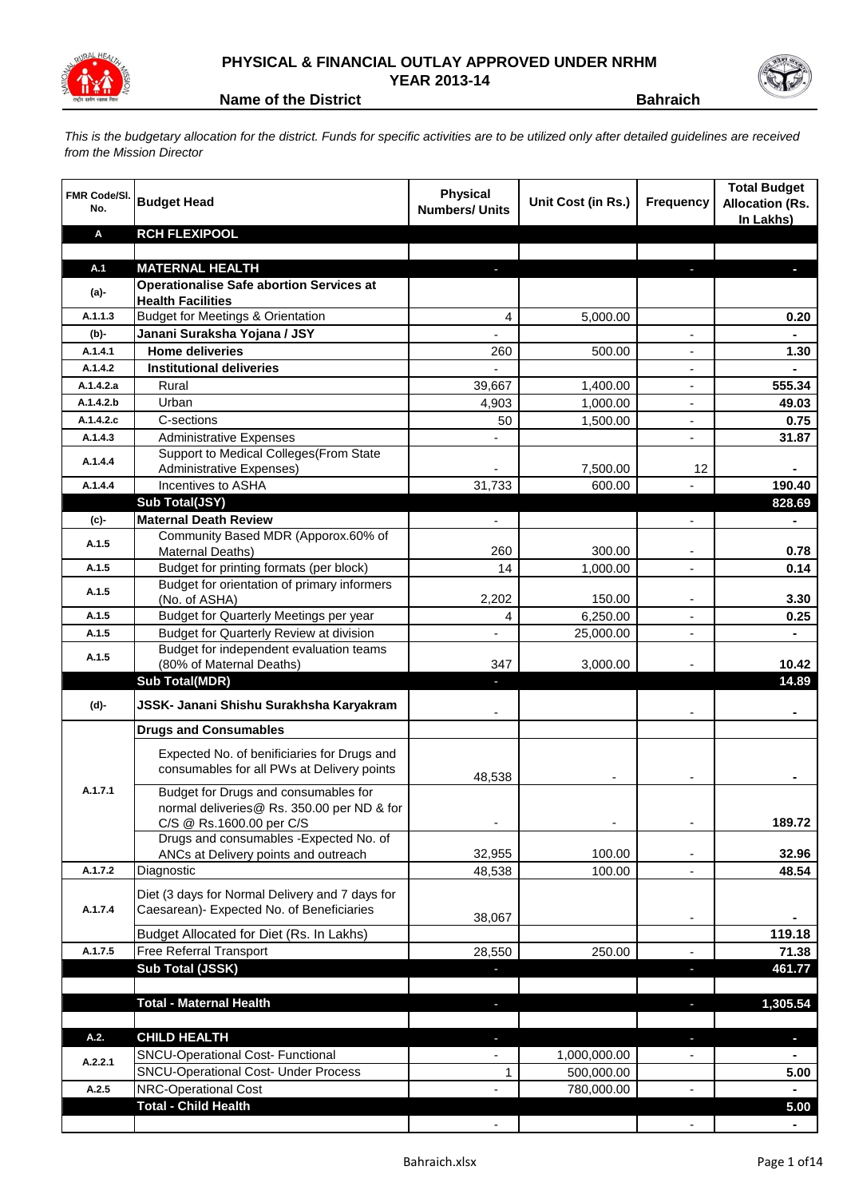# PHYSICAL & FINANCIAL OUTLAY APPROVED UNDER NRHM
## YEAR 2013-14

**Name of the District** **Bahraich**

*This is the budgetary allocation for the district. Funds for specific activities are to be utilized only after detailed guidelines are received from the Mission Director*

| FMR Code/Sl. No. | Budget Head | Physical Numbers/ Units | Unit Cost (in Rs.) | Frequency | Total Budget Allocation (Rs. In Lakhs) |
|---|---|---|---|---|---|
| **A** | **RCH FLEXIPOOL** | | | | |
| | | | | | |
| **A.1** | **MATERNAL HEALTH** | - | | - | - |
| **(a)-** | **Operationalise Safe abortion Services at Health Facilities** | | | | |
| A.1.1.3 | Budget for Meetings & Orientation | 4 | 5,000.00 | | 0.20 |
| **(b)-** | **Janani Suraksha Yojana / JSY** | - | | - | - |
| A.1.4.1 | **Home deliveries** | 260 | 500.00 | - | 1.30 |
| A.1.4.2 | **Institutional deliveries** | - | | - | - |
| A.1.4.2.a | Rural | 39,667 | 1,400.00 | - | 555.34 |
| A.1.4.2.b | Urban | 4,903 | 1,000.00 | - | 49.03 |
| A.1.4.2.c | C-sections | 50 | 1,500.00 | - | 0.75 |
| A.1.4.3 | Administrative Expenses | - | | - | 31.87 |
| A.1.4.4 | Support to Medical Colleges(From State Administrative Expenses) | - | 7,500.00 | 12 | - |
| A.1.4.4 | Incentives to ASHA | 31,733 | 600.00 | - | 190.40 |
| | **Sub Total(JSY)** | | | | **828.69** |
| **(c)-** | **Maternal Death Review** | - | | - | - |
| A.1.5 | Community Based MDR (Apporox.60% of Maternal Deaths) | 260 | 300.00 | - | 0.78 |
| A.1.5 | Budget for printing formats (per block) | 14 | 1,000.00 | - | 0.14 |
| A.1.5 | Budget for orientation of primary informers (No. of ASHA) | 2,202 | 150.00 | - | 3.30 |
| A.1.5 | Budget for Quarterly Meetings per year | 4 | 6,250.00 | - | 0.25 |
| A.1.5 | Budget for Quarterly Review at division | - | 25,000.00 | - | - |
| A.1.5 | Budget for independent evaluation teams (80% of Maternal Deaths) | 347 | 3,000.00 | - | 10.42 |
| | **Sub Total(MDR)** | - | | | **14.89** |
| **(d)-** | **JSSK- Janani Shishu Surakhsha Karyakram** | - | | - | - |
| | **Drugs and Consumables** | | | | |
| A.1.7.1 | Expected No. of benificiaries for Drugs and consumables for all PWs at Delivery points | 48,538 | - | - | - |
| | Budget for Drugs and consumables for normal deliveries@ Rs. 350.00 per ND & for C/S @ Rs.1600.00 per C/S | - | - | - | 189.72 |
| | Drugs and consumables -Expected No. of ANCs at Delivery points and outreach | 32,955 | 100.00 | - | 32.96 |
| A.1.7.2 | Diagnostic | 48,538 | 100.00 | - | 48.54 |
| A.1.7.4 | Diet (3 days for Normal Delivery and 7 days for Caesarean)- Expected No. of Beneficiaries | 38,067 | | - | - |
| | Budget Allocated for Diet (Rs. In Lakhs) | | | | 119.18 |
| A.1.7.5 | Free Referral Transport | 28,550 | 250.00 | - | 71.38 |
| | **Sub Total (JSSK)** | - | | - | **461.77** |
| | | | | | |
| | **Total - Maternal Health** | - | | - | **1,305.54** |
| | | | | | |
| **A.2.** | **CHILD HEALTH** | - | | - | - |
| A.2.2.1 | SNCU-Operational Cost- Functional | - | 1,000,000.00 | - | - |
| | SNCU-Operational Cost- Under Process | 1 | 500,000.00 | | 5.00 |
| A.2.5 | NRC-Operational Cost | - | 780,000.00 | - | - |
| | **Total - Child Health** | | | | **5.00** |
| | | - | | - | - |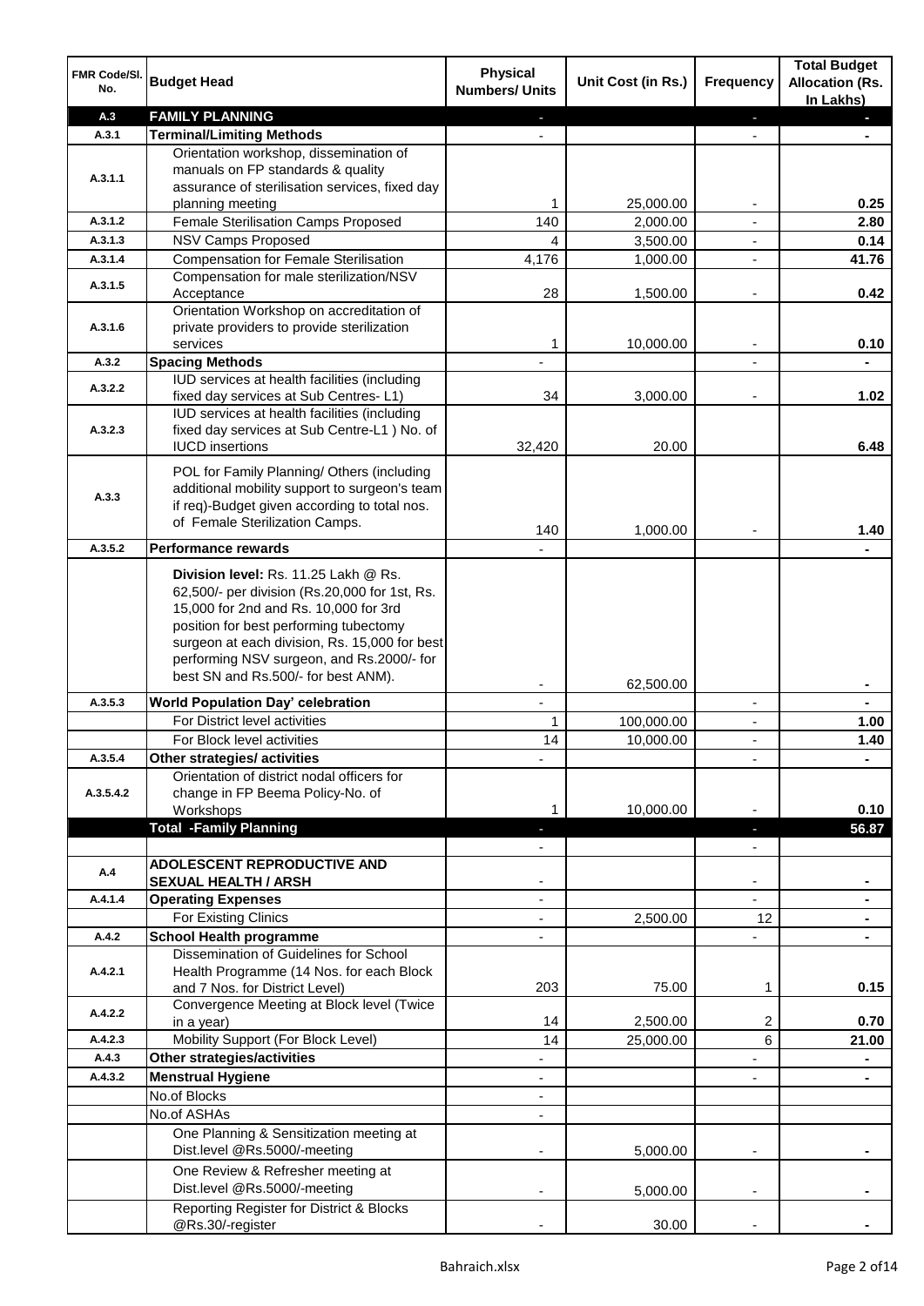| FMR Code/Sl. No. | Budget Head | Physical Numbers/ Units | Unit Cost (in Rs.) | Frequency | Total Budget Allocation (Rs. In Lakhs) |
|---|---|---|---|---|---|
| **A.3** | **FAMILY PLANNING** | - | | - | - |
| **A.3.1** | **Terminal/Limiting Methods** | - | | - | - |
| **A.3.1.1** | Orientation workshop, dissemination of manuals on FP standards & quality assurance of sterilisation services, fixed day planning meeting | 1 | 25,000.00 | - | **0.25** |
| **A.3.1.2** | Female Sterilisation Camps Proposed | 140 | 2,000.00 | - | **2.80** |
| **A.3.1.3** | NSV Camps Proposed | 4 | 3,500.00 | - | **0.14** |
| **A.3.1.4** | Compensation for Female Sterilisation | 4,176 | 1,000.00 | - | **41.76** |
| **A.3.1.5** | Compensation for male sterilization/NSV Acceptance | 28 | 1,500.00 | - | **0.42** |
| **A.3.1.6** | Orientation Workshop on accreditation of private providers to provide sterilization services | 1 | 10,000.00 | - | **0.10** |
| **A.3.2** | **Spacing Methods** | - | | - | - |
| **A.3.2.2** | IUD services at health facilities (including fixed day services at Sub Centres- L1) | 34 | 3,000.00 | - | **1.02** |
| **A.3.2.3** | IUD services at health facilities (including fixed day services at Sub Centre-L1 ) No. of IUCD insertions | 32,420 | 20.00 | | **6.48** |
| **A.3.3** | POL for Family Planning/ Others (including additional mobility support to surgeon's team if req)-Budget given according to total nos. of Female Sterilization Camps. | 140 | 1,000.00 | - | **1.40** |
| **A.3.5.2** | **Performance rewards** | - | | | - |
| | **Division level:** Rs. 11.25 Lakh @ Rs. 62,500/- per division (Rs.20,000 for 1st, Rs. 15,000 for 2nd and Rs. 10,000 for 3rd position for best performing tubectomy surgeon at each division, Rs. 15,000 for best performing NSV surgeon, and Rs.2000/- for best SN and Rs.500/- for best ANM). | - | 62,500.00 | | - |
| **A.3.5.3** | **World Population Day' celebration** | - | | - | - |
| | For District level activities | 1 | 100,000.00 | - | **1.00** |
| | For Block level activities | 14 | 10,000.00 | - | **1.40** |
| **A.3.5.4** | **Other strategies/ activities** | - | | - | - |
| **A.3.5.4.2** | Orientation of district nodal officers for change in FP Beema Policy-No. of Workshops | 1 | 10,000.00 | - | **0.10** |
| | **Total -Family Planning** | - | | - | **56.87** |
| | | - | | - | |
| **A.4** | **ADOLESCENT REPRODUCTIVE AND SEXUAL HEALTH / ARSH** | - | | - | - |
| **A.4.1.4** | **Operating Expenses** | - | | - | - |
| | For Existing Clinics | - | 2,500.00 | 12 | - |
| **A.4.2** | **School Health programme** | - | | - | - |
| **A.4.2.1** | Dissemination of Guidelines for School Health Programme (14 Nos. for each Block and 7 Nos. for District Level) | 203 | 75.00 | 1 | **0.15** |
| **A.4.2.2** | Convergence Meeting at Block level (Twice in a year) | 14 | 2,500.00 | 2 | **0.70** |
| **A.4.2.3** | Mobility Support (For Block Level) | 14 | 25,000.00 | 6 | **21.00** |
| **A.4.3** | **Other strategies/activities** | - | | - | - |
| **A.4.3.2** | **Menstrual Hygiene** | - | | - | - |
| | No.of Blocks | - | | | |
| | No.of ASHAs | - | | | |
| | One Planning & Sensitization meeting at Dist.level @Rs.5000/-meeting | - | 5,000.00 | - | - |
| | One Review & Refresher meeting at Dist.level @Rs.5000/-meeting | - | 5,000.00 | - | - |
| | Reporting Register for District & Blocks @Rs.30/-register | - | 30.00 | - | - |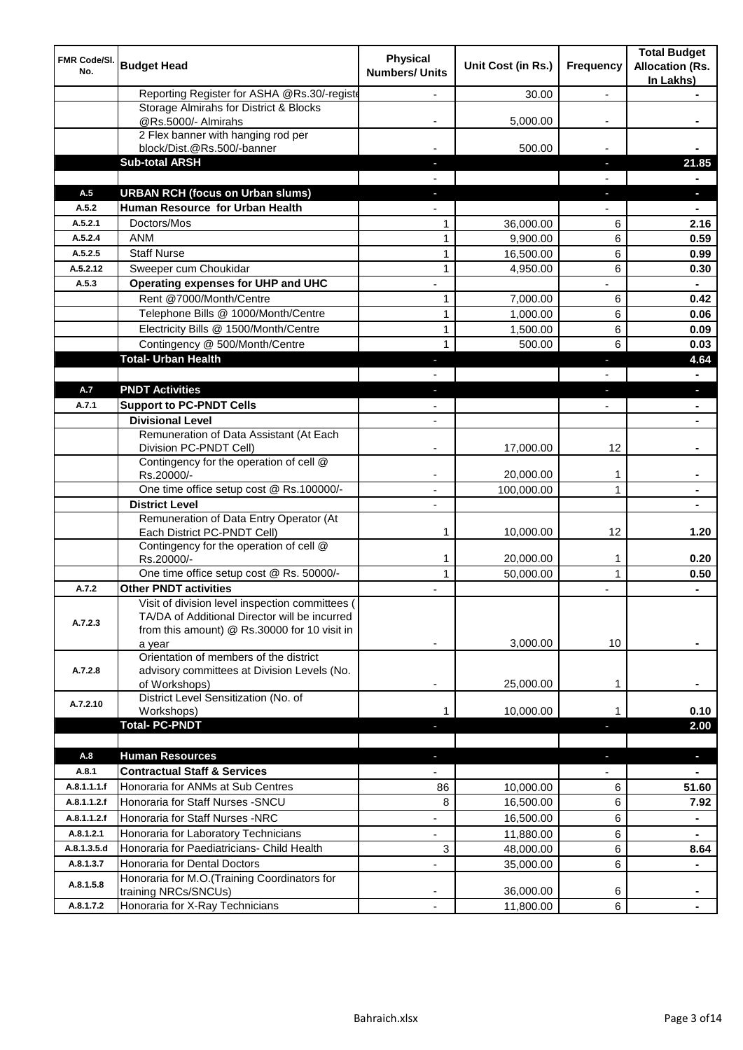| FMR Code/Sl. No. | Budget Head | Physical Numbers/ Units | Unit Cost (in Rs.) | Frequency | Total Budget Allocation (Rs. In Lakhs) |
|---|---|---|---|---|---|
| | Reporting Register for ASHA @Rs.30/-registe | - | 30.00 | - | - |
| | Storage Almirahs for District & Blocks @Rs.5000/- Almirahs | - | 5,000.00 | - | - |
| | 2 Flex banner with hanging rod per block/Dist.@Rs.500/-banner | - | 500.00 | - | - |
| | **Sub-total ARSH** | - | | - | **21.85** |
| | | - | | - | - |
| **A.5** | **URBAN RCH (focus on Urban slums)** | - | | - | - |
| **A.5.2** | **Human Resource for Urban Health** | - | | - | - |
| A.5.2.1 | Doctors/Mos | 1 | 36,000.00 | 6 | **2.16** |
| A.5.2.4 | ANM | 1 | 9,900.00 | 6 | **0.59** |
| A.5.2.5 | Staff Nurse | 1 | 16,500.00 | 6 | **0.99** |
| A.5.2.12 | Sweeper cum Choukidar | 1 | 4,950.00 | 6 | **0.30** |
| **A.5.3** | **Operating expenses for UHP and UHC** | - | | - | - |
| | Rent @7000/Month/Centre | 1 | 7,000.00 | 6 | **0.42** |
| | Telephone Bills @ 1000/Month/Centre | 1 | 1,000.00 | 6 | **0.06** |
| | Electricity Bills @ 1500/Month/Centre | 1 | 1,500.00 | 6 | **0.09** |
| | Contingency @ 500/Month/Centre | 1 | 500.00 | 6 | **0.03** |
| | **Total- Urban Health** | - | | - | **4.64** |
| | | - | | - | - |
| **A.7** | **PNDT Activities** | - | | - | - |
| **A.7.1** | **Support to PC-PNDT Cells** | - | | - | - |
| | **Divisional Level** | - | | | - |
| | Remuneration of Data Assistant (At Each Division PC-PNDT Cell) | - | 17,000.00 | 12 | - |
| | Contingency for the operation of cell @ Rs.20000/- | - | 20,000.00 | 1 | - |
| | One time office setup cost @ Rs.100000/- | - | 100,000.00 | 1 | - |
| | **District Level** | - | | | - |
| | Remuneration of Data Entry Operator (At Each District PC-PNDT Cell) | 1 | 10,000.00 | 12 | **1.20** |
| | Contingency for the operation of cell @ Rs.20000/- | 1 | 20,000.00 | 1 | **0.20** |
| | One time office setup cost @ Rs. 50000/- | 1 | 50,000.00 | 1 | **0.50** |
| **A.7.2** | **Other PNDT activities** | - | | - | - |
| A.7.2.3 | Visit of division level inspection committees ( TA/DA of Additional Director will be incurred from this amount) @ Rs.30000 for 10 visit in a year | - | 3,000.00 | 10 | - |
| A.7.2.8 | Orientation of members of the district advisory committees at Division Levels (No. of Workshops) | - | 25,000.00 | 1 | - |
| A.7.2.10 | District Level Sensitization (No. of Workshops) | 1 | 10,000.00 | 1 | **0.10** |
| | **Total- PC-PNDT** | - | | - | **2.00** |
| | | | | | |
| **A.8** | **Human Resources** | - | | - | - |
| **A.8.1** | **Contractual Staff & Services** | - | | - | - |
| A.8.1.1.1.f | Honoraria for ANMs at Sub Centres | 86 | 10,000.00 | 6 | **51.60** |
| A.8.1.1.2.f | Honoraria for Staff Nurses -SNCU | 8 | 16,500.00 | 6 | **7.92** |
| A.8.1.1.2.f | Honoraria for Staff Nurses -NRC | - | 16,500.00 | 6 | - |
| A.8.1.2.1 | Honoraria for Laboratory Technicians | - | 11,880.00 | 6 | - |
| A.8.1.3.5.d | Honoraria for Paediatricians- Child Health | 3 | 48,000.00 | 6 | **8.64** |
| A.8.1.3.7 | Honoraria for Dental Doctors | - | 35,000.00 | 6 | - |
| A.8.1.5.8 | Honoraria for M.O.(Training Coordinators for training NRCs/SNCUs) | - | 36,000.00 | 6 | - |
| A.8.1.7.2 | Honoraria for X-Ray Technicians | - | 11,800.00 | 6 | - |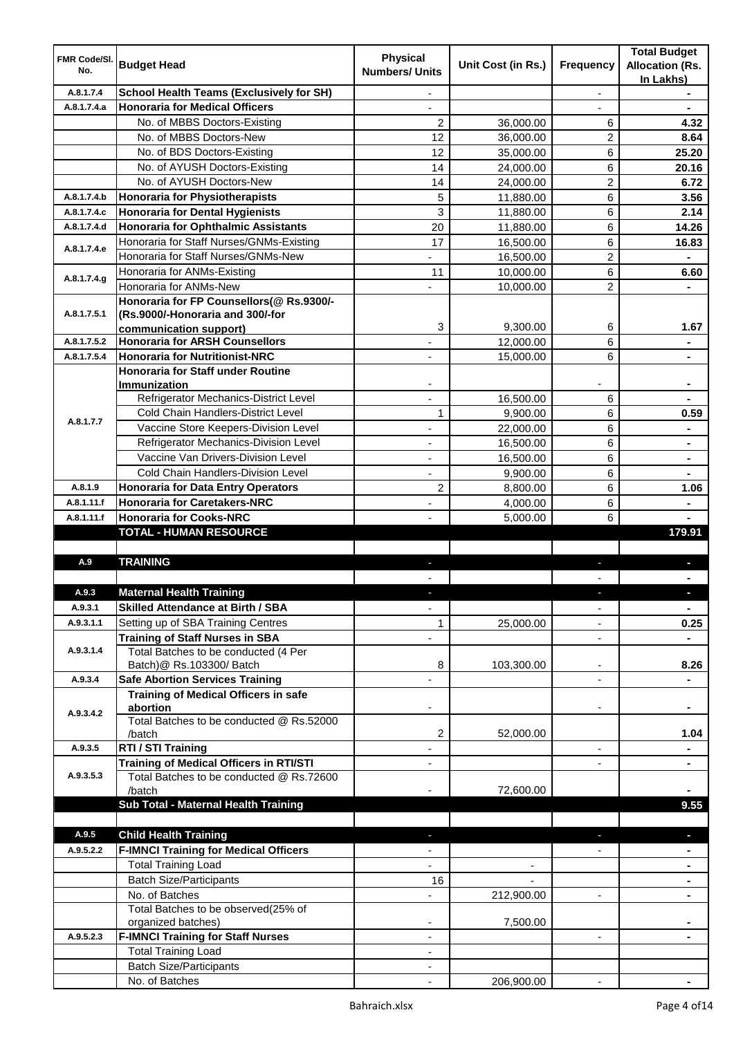| FMR Code/Sl. No. | Budget Head | Physical Numbers/ Units | Unit Cost (in Rs.) | Frequency | Total Budget Allocation (Rs. In Lakhs) |
|---|---|---|---|---|---|
| A.8.1.7.4 | **School Health Teams (Exclusively for SH)** | - | | - | - |
| A.8.1.7.4.a | **Honoraria for Medical Officers** | - | | - | - |
| | No. of MBBS Doctors-Existing | 2 | 36,000.00 | 6 | **4.32** |
| | No. of MBBS Doctors-New | 12 | 36,000.00 | 2 | **8.64** |
| | No. of BDS Doctors-Existing | 12 | 35,000.00 | 6 | **25.20** |
| | No. of AYUSH Doctors-Existing | 14 | 24,000.00 | 6 | **20.16** |
| | No. of AYUSH Doctors-New | 14 | 24,000.00 | 2 | **6.72** |
| A.8.1.7.4.b | **Honoraria for Physiotherapists** | 5 | 11,880.00 | 6 | **3.56** |
| A.8.1.7.4.c | **Honoraria for Dental Hygienists** | 3 | 11,880.00 | 6 | **2.14** |
| A.8.1.7.4.d | **Honoraria for Ophthalmic Assistants** | 20 | 11,880.00 | 6 | **14.26** |
| A.8.1.7.4.e | Honoraria for Staff Nurses/GNMs-Existing | 17 | 16,500.00 | 6 | **16.83** |
| | Honoraria for Staff Nurses/GNMs-New | - | 16,500.00 | 2 | - |
| A.8.1.7.4.g | Honoraria for ANMs-Existing | 11 | 10,000.00 | 6 | **6.60** |
| | Honoraria for ANMs-New | - | 10,000.00 | 2 | - |
| A.8.1.7.5.1 | **Honoraria for FP Counsellors(@ Rs.9300/- (Rs.9000/-Honoraria and 300/-for communication support)** | 3 | 9,300.00 | 6 | **1.67** |
| A.8.1.7.5.2 | **Honoraria for ARSH Counsellors** | - | 12,000.00 | 6 | - |
| A.8.1.7.5.4 | **Honoraria for Nutritionist-NRC** | - | 15,000.00 | 6 | - |
| A.8.1.7.7 | **Honoraria for Staff under Routine Immunization** | - | | - | - |
| | Refrigerator Mechanics-District Level | - | 16,500.00 | 6 | - |
| | Cold Chain Handlers-District Level | 1 | 9,900.00 | 6 | **0.59** |
| | Vaccine Store Keepers-Division Level | - | 22,000.00 | 6 | - |
| | Refrigerator Mechanics-Division Level | - | 16,500.00 | 6 | - |
| | Vaccine Van Drivers-Division Level | - | 16,500.00 | 6 | - |
| | Cold Chain Handlers-Division Level | - | 9,900.00 | 6 | - |
| A.8.1.9 | **Honoraria for Data Entry Operators** | 2 | 8,800.00 | 6 | **1.06** |
| A.8.1.11.f | **Honoraria for Caretakers-NRC** | - | 4,000.00 | 6 | - |
| A.8.1.11.f | **Honoraria for Cooks-NRC** | - | 5,000.00 | 6 | - |
| | **TOTAL - HUMAN RESOURCE** | | | | **179.91** |
| | | | | | |
| A.9 | **TRAINING** | - | | - | - |
| | | - | | - | - |
| A.9.3 | **Maternal Health Training** | - | | - | - |
| A.9.3.1 | **Skilled Attendance at Birth / SBA** | - | | - | - |
| A.9.3.1.1 | Setting up of SBA Training Centres | 1 | 25,000.00 | - | **0.25** |
| A.9.3.1.4 | **Training of Staff Nurses in SBA** | - | | - | - |
| | Total Batches to be conducted (4 Per Batch)@ Rs.103300/ Batch | 8 | 103,300.00 | - | **8.26** |
| A.9.3.4 | **Safe Abortion Services Training** | - | | - | - |
| A.9.3.4.2 | **Training of Medical Officers in safe abortion** | - | | - | - |
| | Total Batches to be conducted @ Rs.52000 /batch | 2 | 52,000.00 | | **1.04** |
| A.9.3.5 | **RTI / STI Training** | - | | - | - |
| A.9.3.5.3 | **Training of Medical Officers in RTI/STI** | - | | - | - |
| | Total Batches to be conducted @ Rs.72600 /batch | - | 72,600.00 | | - |
| | **Sub Total - Maternal Health Training** | | | | **9.55** |
| | | | | | |
| A.9.5 | **Child Health Training** | - | | - | - |
| A.9.5.2.2 | **F-IMNCI Training for Medical Officers** | - | | - | - |
| | Total Training Load | - | - | | - |
| | Batch Size/Participants | 16 | - | | - |
| | No. of Batches | - | 212,900.00 | - | - |
| | Total Batches to be observed(25% of organized batches) | - | 7,500.00 | | - |
| A.9.5.2.3 | **F-IMNCI Training for Staff Nurses** | - | | - | - |
| | Total Training Load | - | | | |
| | Batch Size/Participants | - | | | |
| | No. of Batches | - | 206,900.00 | - | - |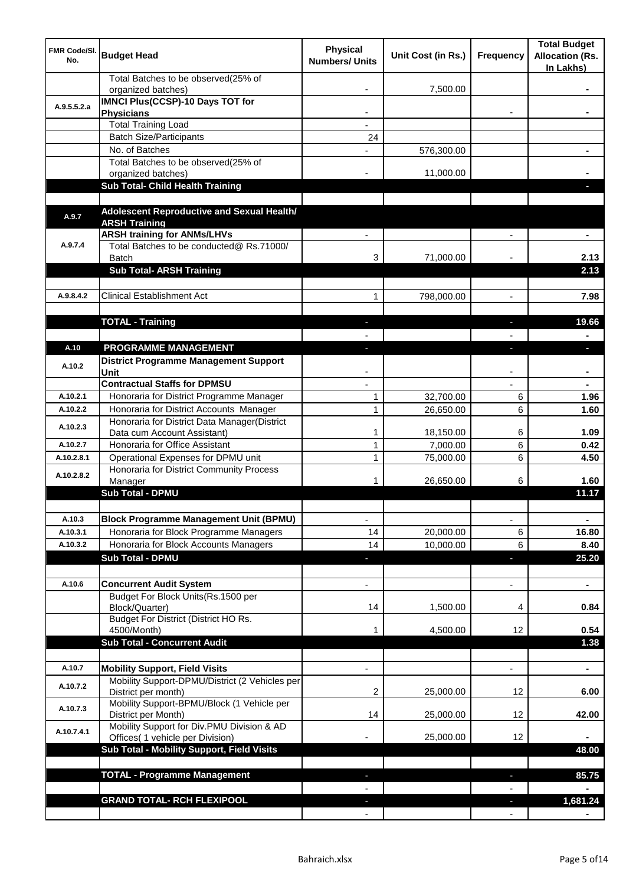| FMR Code/Sl. No. | Budget Head | Physical Numbers/ Units | Unit Cost (in Rs.) | Frequency | Total Budget Allocation (Rs. In Lakhs) |
|---|---|---|---|---|---|
| | Total Batches to be observed(25% of organized batches) | - | 7,500.00 | | - |
| A.9.5.5.2.a | **IMNCI Plus(CCSP)-10 Days TOT for Physicians** | - | | - | - |
| | Total Training Load | - | | | |
| | Batch Size/Participants | 24 | | | |
| | No. of Batches | - | 576,300.00 | | - |
| | Total Batches to be observed(25% of organized batches) | - | 11,000.00 | | - |
| | **Sub Total- Child Health Training** | | | | - |
| | | | | | |
| A.9.7 | **Adolescent Reproductive and Sexual Health/ ARSH Training** | | | | |
| A.9.7.4 | **ARSH training for ANMs/LHVs** | - | | - | - |
| | Total Batches to be conducted@ Rs.71000/ Batch | 3 | 71,000.00 | - | 2.13 |
| | **Sub Total- ARSH Training** | | | | **2.13** |
| | | | | | |
| A.9.8.4.2 | Clinical Establishment Act | 1 | 798,000.00 | - | 7.98 |
| | | | | | |
| | **TOTAL - Training** | - | | - | **19.66** |
| | | - | | - | - |
| A.10 | **PROGRAMME MANAGEMENT** | - | | - | - |
| A.10.2 | **District Programme Management Support Unit** | - | | - | - |
| | **Contractual Staffs for DPMSU** | - | | - | - |
| A.10.2.1 | Honoraria for District Programme Manager | 1 | 32,700.00 | 6 | 1.96 |
| A.10.2.2 | Honoraria for District Accounts Manager | 1 | 26,650.00 | 6 | 1.60 |
| A.10.2.3 | Honoraria for District Data Manager(District Data cum Account Assistant) | 1 | 18,150.00 | 6 | 1.09 |
| A.10.2.7 | Honoraria for Office Assistant | 1 | 7,000.00 | 6 | 0.42 |
| A.10.2.8.1 | Operational Expenses for DPMU unit | 1 | 75,000.00 | 6 | 4.50 |
| A.10.2.8.2 | Honoraria for District Community Process Manager | 1 | 26,650.00 | 6 | 1.60 |
| | **Sub Total - DPMU** | | | | **11.17** |
| | | | | | |
| A.10.3 | **Block Programme Management Unit (BPMU)** | - | | - | - |
| A.10.3.1 | Honoraria for Block Programme Managers | 14 | 20,000.00 | 6 | 16.80 |
| A.10.3.2 | Honoraria for Block Accounts Managers | 14 | 10,000.00 | 6 | 8.40 |
| | **Sub Total - DPMU** | - | | - | **25.20** |
| | | | | | |
| A.10.6 | **Concurrent Audit System** | - | | - | - |
| | Budget For Block Units(Rs.1500 per Block/Quarter) | 14 | 1,500.00 | 4 | 0.84 |
| | Budget For District (District HO Rs. 4500/Month) | 1 | 4,500.00 | 12 | 0.54 |
| | **Sub Total - Concurrent Audit** | | | | **1.38** |
| | | | | | |
| A.10.7 | **Mobility Support, Field Visits** | - | | - | - |
| A.10.7.2 | Mobility Support-DPMU/District (2 Vehicles per District per month) | 2 | 25,000.00 | 12 | 6.00 |
| A.10.7.3 | Mobility Support-BPMU/Block (1 Vehicle per District per Month) | 14 | 25,000.00 | 12 | 42.00 |
| A.10.7.4.1 | Mobility Support for Div.PMU Division & AD Offices( 1 vehicle per Division) | - | 25,000.00 | 12 | - |
| | **Sub Total - Mobility Support, Field Visits** | | | | **48.00** |
| | | | | | |
| | **TOTAL - Programme Management** | - | | - | **85.75** |
| | | - | | - | - |
| | **GRAND TOTAL- RCH FLEXIPOOL** | - | | - | **1,681.24** |
| | | - | | - | - |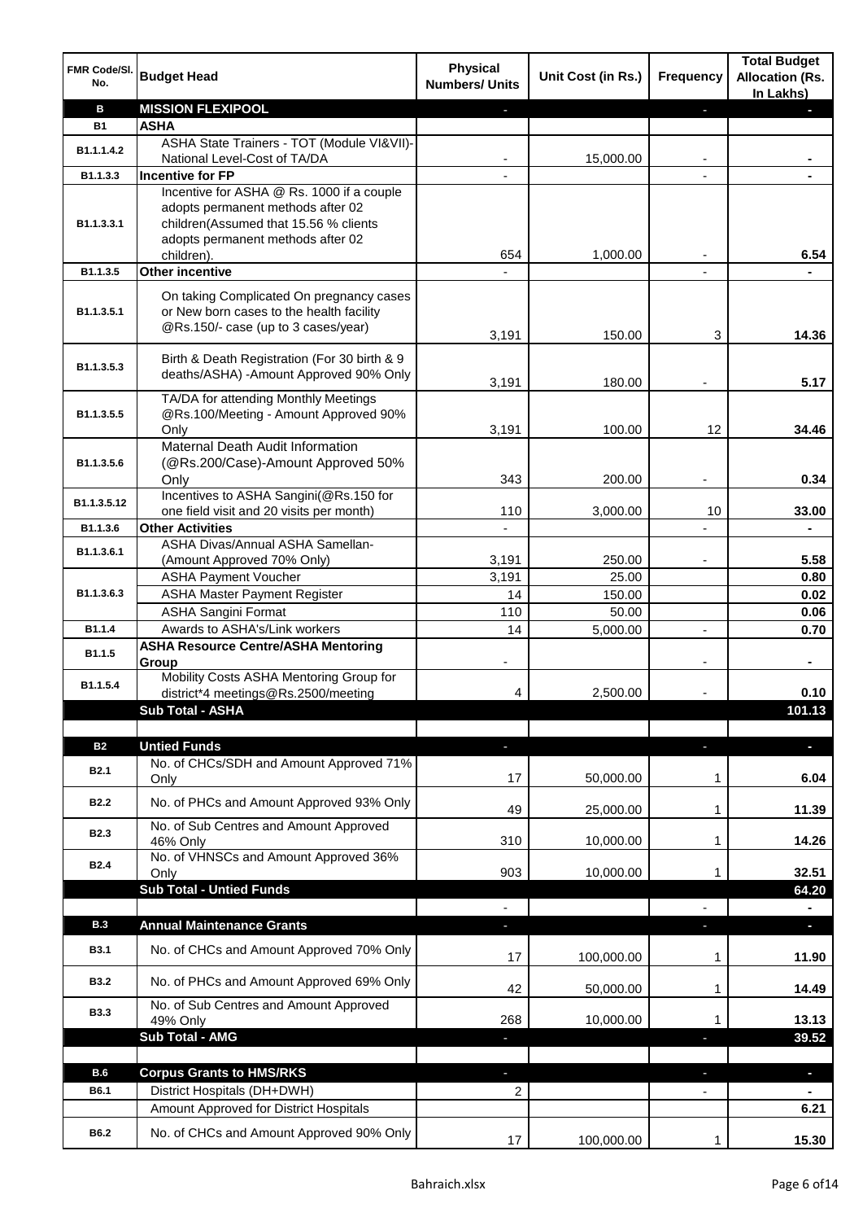| FMR Code/Sl. No. | Budget Head | Physical Numbers/ Units | Unit Cost (in Rs.) | Frequency | Total Budget Allocation (Rs. In Lakhs) |
|---|---|---|---|---|---|
| **B** | **MISSION FLEXIPOOL** | - | | - | - |
| **B1** | **ASHA** | | | | |
| B1.1.1.4.2 | ASHA State Trainers - TOT (Module VI&VII)-National Level-Cost of TA/DA | - | 15,000.00 | - | - |
| B1.1.3.3 | **Incentive for FP** | - | | - | - |
| B1.1.3.3.1 | Incentive for ASHA @ Rs. 1000 if a couple adopts permanent methods after 02 children(Assumed that 15.56 % clients adopts permanent methods after 02 children). | 654 | 1,000.00 | - | 6.54 |
| B1.1.3.5 | **Other incentive** | - | | - | - |
| B1.1.3.5.1 | On taking Complicated On pregnancy cases or New born cases to the health facility @Rs.150/- case (up to 3 cases/year) | 3,191 | 150.00 | 3 | 14.36 |
| B1.1.3.5.3 | Birth & Death Registration (For 30 birth & 9 deaths/ASHA) -Amount Approved 90% Only | 3,191 | 180.00 | - | 5.17 |
| B1.1.3.5.5 | TA/DA for attending Monthly Meetings @Rs.100/Meeting - Amount Approved 90% Only | 3,191 | 100.00 | 12 | 34.46 |
| B1.1.3.5.6 | Maternal Death Audit Information (@Rs.200/Case)-Amount Approved 50% Only | 343 | 200.00 | - | 0.34 |
| B1.1.3.5.12 | Incentives to ASHA Sangini(@Rs.150 for one field visit and 20 visits per month) | 110 | 3,000.00 | 10 | 33.00 |
| B1.1.3.6 | **Other Activities** | - | | - | - |
| B1.1.3.6.1 | ASHA Divas/Annual ASHA Samellan-(Amount Approved 70% Only) | 3,191 | 250.00 | - | 5.58 |
| B1.1.3.6.3 | ASHA Payment Voucher | 3,191 | 25.00 | | 0.80 |
| | ASHA Master Payment Register | 14 | 150.00 | | 0.02 |
| | ASHA Sangini Format | 110 | 50.00 | | 0.06 |
| B1.1.4 | Awards to ASHA's/Link workers | 14 | 5,000.00 | - | 0.70 |
| B1.1.5 | **ASHA Resource Centre/ASHA Mentoring Group** | - | | - | - |
| B1.1.5.4 | Mobility Costs ASHA Mentoring Group for district*4 meetings@Rs.2500/meeting | 4 | 2,500.00 | - | 0.10 |
| | **Sub Total - ASHA** | | | | **101.13** |
| | | | | | |
| **B2** | **Untied Funds** | - | | - | - |
| B2.1 | No. of CHCs/SDH and Amount Approved 71% Only | 17 | 50,000.00 | 1 | 6.04 |
| B2.2 | No. of PHCs and Amount Approved 93% Only | 49 | 25,000.00 | 1 | 11.39 |
| B2.3 | No. of Sub Centres and Amount Approved 46% Only | 310 | 10,000.00 | 1 | 14.26 |
| B2.4 | No. of VHNSCs and Amount Approved 36% Only | 903 | 10,000.00 | 1 | 32.51 |
| | **Sub Total - Untied Funds** | | | | **64.20** |
| | | - | | - | - |
| **B.3** | **Annual Maintenance Grants** | - | | - | - |
| B3.1 | No. of CHCs and Amount Approved 70% Only | 17 | 100,000.00 | 1 | 11.90 |
| B3.2 | No. of PHCs and Amount Approved 69% Only | 42 | 50,000.00 | 1 | 14.49 |
| B3.3 | No. of Sub Centres and Amount Approved 49% Only | 268 | 10,000.00 | 1 | 13.13 |
| | **Sub Total - AMG** | - | | - | **39.52** |
| | | | | | |
| **B.6** | **Corpus Grants to HMS/RKS** | - | | - | - |
| B6.1 | District Hospitals (DH+DWH) | 2 | | - | - |
| | Amount Approved for District Hospitals | | | | 6.21 |
| B6.2 | No. of CHCs and Amount Approved 90% Only | 17 | 100,000.00 | 1 | 15.30 |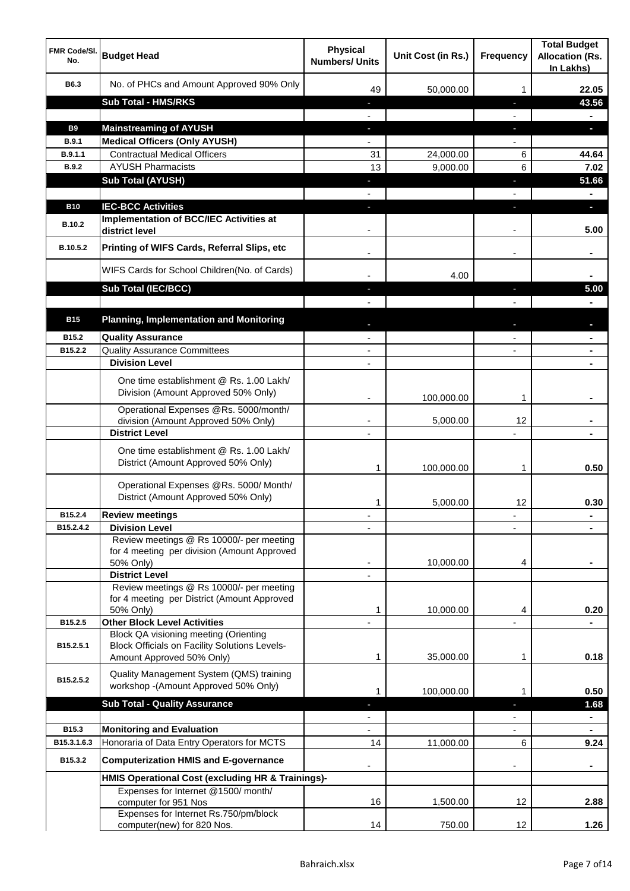| FMR Code/Sl. No. | Budget Head | Physical Numbers/ Units | Unit Cost (in Rs.) | Frequency | Total Budget Allocation (Rs. In Lakhs) |
|---|---|---|---|---|---|
| B6.3 | No. of PHCs and Amount Approved 90% Only | 49 | 50,000.00 | 1 | 22.05 |
| | **Sub Total - HMS/RKS** | - | | - | **43.56** |
| | | - | | - | - |
| **B9** | **Mainstreaming of AYUSH** | - | | - | - |
| **B.9.1** | **Medical Officers (Only AYUSH)** | - | | - | |
| **B.9.1.1** | Contractual Medical Officers | 31 | 24,000.00 | 6 | 44.64 |
| **B.9.2** | AYUSH Pharmacists | 13 | 9,000.00 | 6 | 7.02 |
| | **Sub Total (AYUSH)** | - | | - | **51.66** |
| | | - | | - | - |
| **B10** | **IEC-BCC Activities** | - | | - | - |
| **B.10.2** | **Implementation of BCC/IEC Activities at district level** | - | | - | 5.00 |
| **B.10.5.2** | **Printing of WIFS Cards, Referral Slips, etc** | - | | - | - |
| | WIFS Cards for School Children(No. of Cards) | - | 4.00 | | - |
| | **Sub Total (IEC/BCC)** | - | | - | **5.00** |
| | | - | | - | - |
| **B15** | **Planning, Implementation and Monitoring** | - | | - | - |
| **B15.2** | **Quality Assurance** | - | | - | - |
| **B15.2.2** | Quality Assurance Committees | - | | - | - |
| | **Division Level** | - | | | - |
| | One time establishment @ Rs. 1.00 Lakh/ Division (Amount Approved 50% Only) | - | 100,000.00 | 1 | - |
| | Operational Expenses @Rs. 5000/month/ division (Amount Approved 50% Only) | - | 5,000.00 | 12 | - |
| | **District Level** | - | | - | - |
| | One time establishment @ Rs. 1.00 Lakh/ District (Amount Approved 50% Only) | 1 | 100,000.00 | 1 | 0.50 |
| | Operational Expenses @Rs. 5000/ Month/ District (Amount Approved 50% Only) | 1 | 5,000.00 | 12 | 0.30 |
| **B15.2.4** | **Review meetings** | - | | - | - |
| **B15.2.4.2** | **Division Level** | - | | - | - |
| | Review meetings @ Rs 10000/- per meeting for 4 meeting per division (Amount Approved 50% Only) | - | 10,000.00 | 4 | - |
| | **District Level** | - | | | |
| | Review meetings @ Rs 10000/- per meeting for 4 meeting per District (Amount Approved 50% Only) | 1 | 10,000.00 | 4 | 0.20 |
| **B15.2.5** | **Other Block Level Activities** | - | | - | - |
| **B15.2.5.1** | Block QA visioning meeting (Orienting Block Officials on Facility Solutions Levels-Amount Approved 50% Only) | 1 | 35,000.00 | 1 | 0.18 |
| **B15.2.5.2** | Quality Management System (QMS) training workshop -(Amount Approved 50% Only) | 1 | 100,000.00 | 1 | 0.50 |
| | **Sub Total - Quality Assurance** | - | | - | **1.68** |
| | | - | | - | - |
| **B15.3** | **Monitoring and Evaluation** | - | | - | - |
| **B15.3.1.6.3** | Honoraria of Data Entry Operators for MCTS | 14 | 11,000.00 | 6 | 9.24 |
| **B15.3.2** | **Computerization HMIS and E-governance** | - | | - | - |
| | **HMIS Operational Cost (excluding HR & Trainings)-** | | | | |
| | Expenses for Internet @1500/ month/ computer for 951 Nos | 16 | 1,500.00 | 12 | 2.88 |
| | Expenses for Internet Rs.750/pm/block computer(new) for 820 Nos. | 14 | 750.00 | 12 | 1.26 |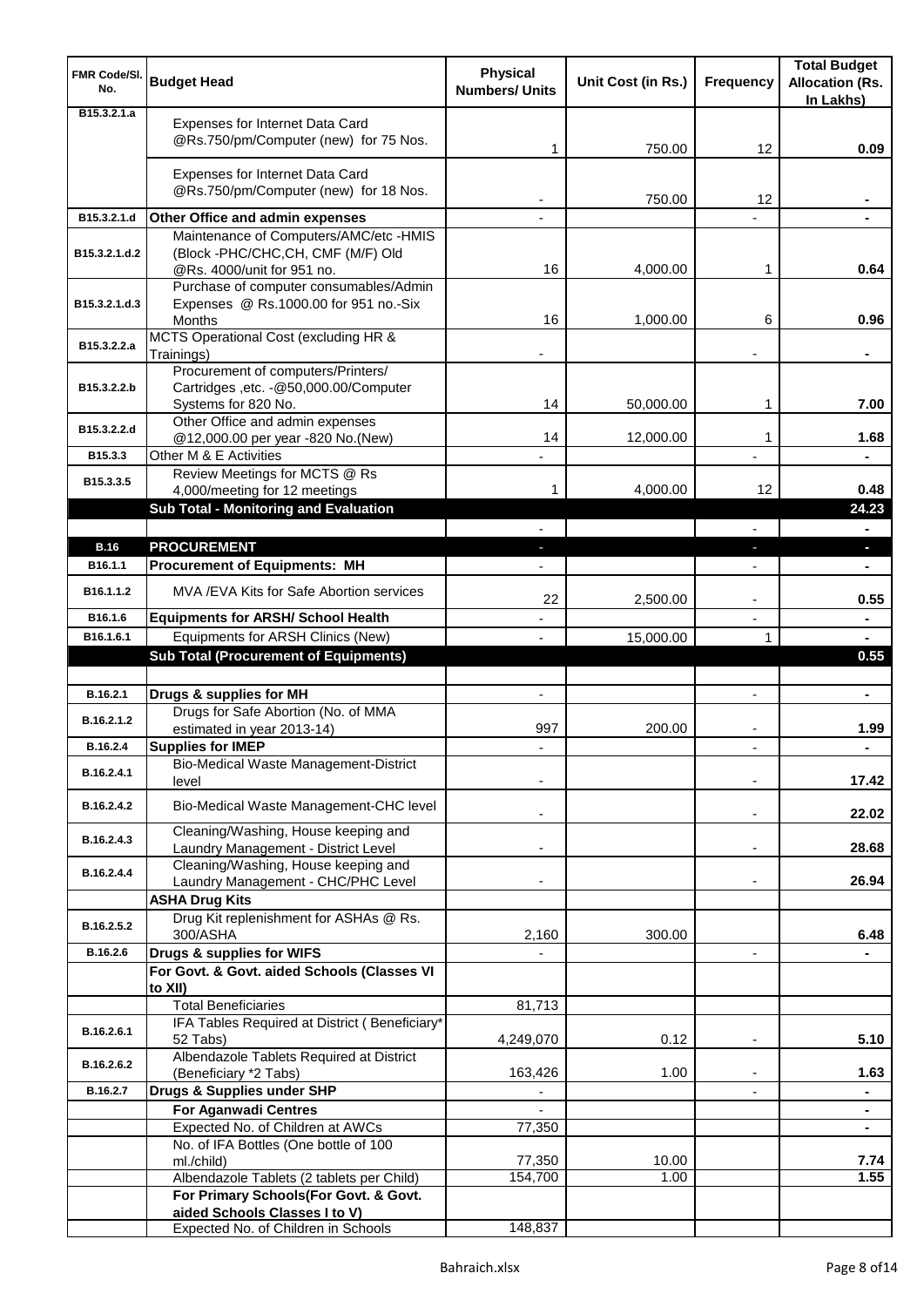| FMR Code/Sl. No. | Budget Head | Physical Numbers/ Units | Unit Cost (in Rs.) | Frequency | Total Budget Allocation (Rs. In Lakhs) |
|---|---|---|---|---|---|
| B15.3.2.1.a | Expenses for Internet Data Card @Rs.750/pm/Computer (new) for 75 Nos. | 1 | 750.00 | 12 | 0.09 |
| | Expenses for Internet Data Card @Rs.750/pm/Computer (new) for 18 Nos. | - | 750.00 | 12 | - |
| B15.3.2.1.d | **Other Office and admin expenses** | - | | - | - |
| B15.3.2.1.d.2 | Maintenance of Computers/AMC/etc -HMIS (Block -PHC/CHC,CH, CMF (M/F) Old @Rs. 4000/unit for 951 no. | 16 | 4,000.00 | 1 | 0.64 |
| B15.3.2.1.d.3 | Purchase of computer consumables/Admin Expenses @ Rs.1000.00 for 951 no.-Six Months | 16 | 1,000.00 | 6 | 0.96 |
| B15.3.2.2.a | MCTS Operational Cost (excluding HR & Trainings) | - | | - | - |
| B15.3.2.2.b | Procurement of computers/Printers/ Cartridges ,etc. -@50,000.00/Computer Systems for 820 No. | 14 | 50,000.00 | 1 | 7.00 |
| B15.3.2.2.d | Other Office and admin expenses @12,000.00 per year -820 No.(New) | 14 | 12,000.00 | 1 | 1.68 |
| B15.3.3 | Other M & E Activities | - | | - | - |
| B15.3.3.5 | Review Meetings for MCTS @ Rs 4,000/meeting for 12 meetings | 1 | 4,000.00 | 12 | 0.48 |
| | **Sub Total - Monitoring and Evaluation** | | | | **24.23** |
| | | - | | - | - |
| **B.16** | **PROCUREMENT** | - | | - | - |
| B16.1.1 | **Procurement of Equipments: MH** | - | | - | - |
| B16.1.1.2 | MVA /EVA Kits for Safe Abortion services | 22 | 2,500.00 | - | 0.55 |
| B16.1.6 | **Equipments for ARSH/ School Health** | - | | - | - |
| B16.1.6.1 | Equipments for ARSH Clinics (New) | - | 15,000.00 | 1 | - |
| | **Sub Total (Procurement of Equipments)** | | | | **0.55** |
| | | | | | |
| B.16.2.1 | **Drugs & supplies for MH** | - | | - | - |
| B.16.2.1.2 | Drugs for Safe Abortion (No. of MMA estimated in year 2013-14) | 997 | 200.00 | - | 1.99 |
| B.16.2.4 | **Supplies for IMEP** | - | | - | - |
| B.16.2.4.1 | Bio-Medical Waste Management-District level | - | | - | 17.42 |
| B.16.2.4.2 | Bio-Medical Waste Management-CHC level | - | | - | 22.02 |
| B.16.2.4.3 | Cleaning/Washing, House keeping and Laundry Management - District Level | - | | - | 28.68 |
| B.16.2.4.4 | Cleaning/Washing, House keeping and Laundry Management - CHC/PHC Level | - | | - | 26.94 |
| | **ASHA Drug Kits** | | | | |
| B.16.2.5.2 | Drug Kit replenishment for ASHAs @ Rs. 300/ASHA | 2,160 | 300.00 | | 6.48 |
| B.16.2.6 | **Drugs & supplies for WIFS** | - | | - | - |
| | **For Govt. & Govt. aided Schools (Classes VI to XII)** | | | | |
| | Total Beneficiaries | 81,713 | | | |
| B.16.2.6.1 | IFA Tables Required at District ( Beneficiary* 52 Tabs) | 4,249,070 | 0.12 | - | 5.10 |
| B.16.2.6.2 | Albendazole Tablets Required at District (Beneficiary *2 Tabs) | 163,426 | 1.00 | - | 1.63 |
| B.16.2.7 | **Drugs & Supplies under SHP** | - | | - | - |
| | **For Aganwadi Centres** | - | | | - |
| | Expected No. of Children at AWCs | 77,350 | | | - |
| | No. of IFA Bottles (One bottle of 100 ml./child) | 77,350 | 10.00 | | 7.74 |
| | Albendazole Tablets (2 tablets per Child) | 154,700 | 1.00 | | 1.55 |
| | **For Primary Schools(For Govt. & Govt. aided Schools Classes I to V)** | | | | |
| | Expected No. of Children in Schools | 148,837 | | | |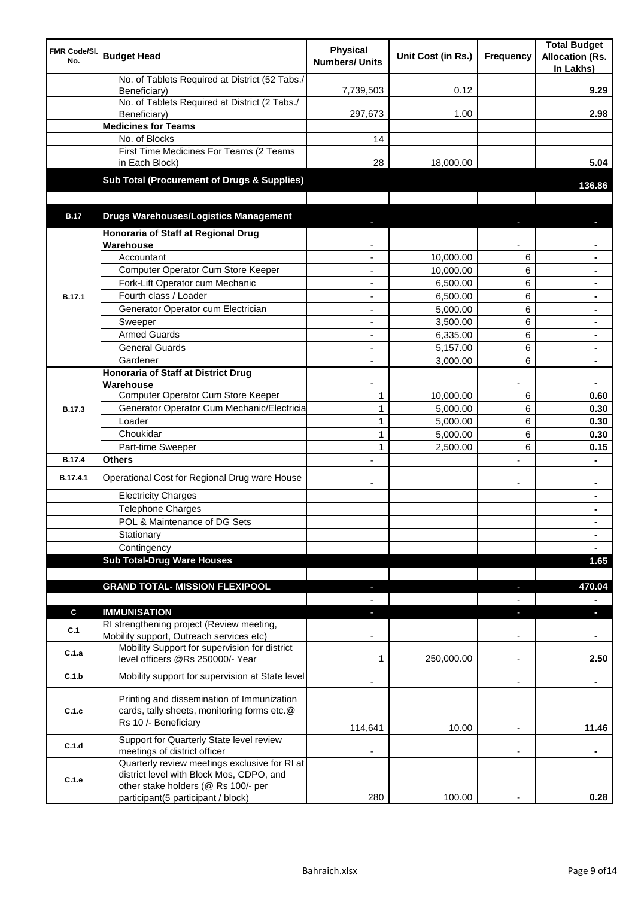| FMR Code/Sl. No. | Budget Head | Physical Numbers/ Units | Unit Cost (in Rs.) | Frequency | Total Budget Allocation (Rs. In Lakhs) |
|---|---|---|---|---|---|
| | No. of Tablets Required at District (52 Tabs./ Beneficiary) | 7,739,503 | 0.12 | | 9.29 |
| | No. of Tablets Required at District (2 Tabs./ Beneficiary) | 297,673 | 1.00 | | 2.98 |
| | **Medicines for Teams** | | | | |
| | No. of Blocks | 14 | | | |
| | First Time Medicines For Teams (2 Teams in Each Block) | 28 | 18,000.00 | | 5.04 |
| | **Sub Total (Procurement of Drugs & Supplies)** | | | | **136.86** |
| | | | | | |
| **B.17** | **Drugs Warehouses/Logistics Management** | - | | - | - |
| B.17.1 | **Honoraria of Staff at Regional Drug Warehouse** | - | | - | - |
| | Accountant | - | 10,000.00 | 6 | - |
| | Computer Operator Cum Store Keeper | - | 10,000.00 | 6 | - |
| | Fork-Lift Operator cum Mechanic | - | 6,500.00 | 6 | - |
| | Fourth class / Loader | - | 6,500.00 | 6 | - |
| | Generator Operator cum Electrician | - | 5,000.00 | 6 | - |
| | Sweeper | - | 3,500.00 | 6 | - |
| | Armed Guards | - | 6,335.00 | 6 | - |
| | General Guards | - | 5,157.00 | 6 | - |
| | Gardener | - | 3,000.00 | 6 | - |
| B.17.3 | **Honoraria of Staff at District Drug Warehouse** | - | | - | - |
| | Computer Operator Cum Store Keeper | 1 | 10,000.00 | 6 | 0.60 |
| | Generator Operator Cum Mechanic/Electricia | 1 | 5,000.00 | 6 | 0.30 |
| | Loader | 1 | 5,000.00 | 6 | 0.30 |
| | Choukidar | 1 | 5,000.00 | 6 | 0.30 |
| | Part-time Sweeper | 1 | 2,500.00 | 6 | 0.15 |
| B.17.4 | **Others** | - | | - | - |
| B.17.4.1 | Operational Cost for Regional Drug ware House | - | | - | - |
| | Electricity Charges | | | | - |
| | Telephone Charges | | | | - |
| | POL & Maintenance of DG Sets | | | | - |
| | Stationary | | | | - |
| | Contingency | | | | - |
| | **Sub Total-Drug Ware Houses** | | | | **1.65** |
| | | | | | |
| | **GRAND TOTAL- MISSION FLEXIPOOL** | - | | - | **470.04** |
| | | - | | - | - |
| **C** | **IMMUNISATION** | - | | - | - |
| C.1 | RI strengthening project (Review meeting, Mobility support, Outreach services etc) | - | | - | - |
| C.1.a | Mobility Support for supervision for district level officers @Rs 250000/- Year | 1 | 250,000.00 | - | 2.50 |
| C.1.b | Mobility support for supervision at State level | - | | - | - |
| C.1.c | Printing and dissemination of Immunization cards, tally sheets, monitoring forms etc.@ Rs 10 /- Beneficiary | 114,641 | 10.00 | - | 11.46 |
| C.1.d | Support for Quarterly State level review meetings of district officer | - | | - | - |
| C.1.e | Quarterly review meetings exclusive for RI at district level with Block Mos, CDPO, and other stake holders (@ Rs 100/- per participant(5 participant / block) | 280 | 100.00 | - | 0.28 |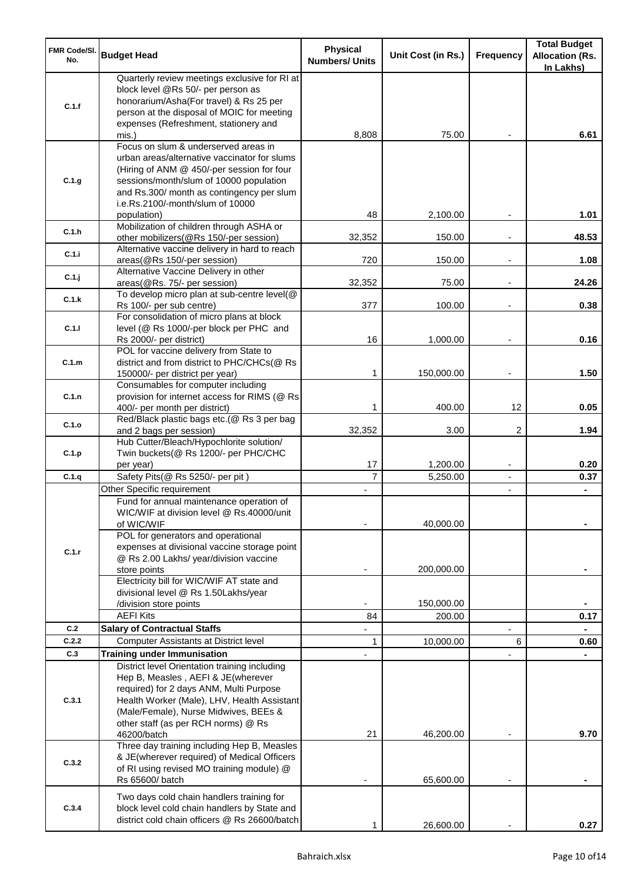| FMR Code/Sl. No. | Budget Head | Physical Numbers/ Units | Unit Cost (in Rs.) | Frequency | Total Budget Allocation (Rs. In Lakhs) |
|---|---|---|---|---|---|
| C.1.f | Quarterly review meetings exclusive for RI at block level @Rs 50/- per person as honorarium/Asha(For travel) & Rs 25 per person at the disposal of MOIC for meeting expenses (Refreshment, stationery and mis.) | 8,808 | 75.00 | - | 6.61 |
| C.1.g | Focus on slum & underserved areas in urban areas/alternative vaccinator for slums (Hiring of ANM @ 450/-per session for four sessions/month/slum of 10000 population and Rs.300/ month as contingency per slum i.e.Rs.2100/-month/slum of 10000 population) | 48 | 2,100.00 | - | 1.01 |
| C.1.h | Mobilization of children through ASHA or other mobilizers(@Rs 150/-per session) | 32,352 | 150.00 | - | 48.53 |
| C.1.i | Alternative vaccine delivery in hard to reach areas(@Rs 150/-per session) | 720 | 150.00 | - | 1.08 |
| C.1.j | Alternative Vaccine Delivery in other areas(@Rs. 75/- per session) | 32,352 | 75.00 | - | 24.26 |
| C.1.k | To develop micro plan at sub-centre level(@ Rs 100/- per sub centre) | 377 | 100.00 | - | 0.38 |
| C.1.l | For consolidation of micro plans at block level (@ Rs 1000/-per block per PHC and Rs 2000/- per district) | 16 | 1,000.00 | - | 0.16 |
| C.1.m | POL for vaccine delivery from State to district and from district to PHC/CHCs(@ Rs 150000/- per district per year) | 1 | 150,000.00 | - | 1.50 |
| C.1.n | Consumables for computer including provision for internet access for RIMS (@ Rs 400/- per month per district) | 1 | 400.00 | 12 | 0.05 |
| C.1.o | Red/Black plastic bags etc.(@ Rs 3 per bag and 2 bags per session) | 32,352 | 3.00 | 2 | 1.94 |
| C.1.p | Hub Cutter/Bleach/Hypochlorite solution/ Twin buckets(@ Rs 1200/- per PHC/CHC per year) | 17 | 1,200.00 | - | 0.20 |
| C.1.q | Safety Pits(@ Rs 5250/- per pit ) | 7 | 5,250.00 | - | 0.37 |
| C.1.r | Other Specific requirement | - | | - | - |
| | Fund for annual maintenance operation of WIC/WIF at division level @ Rs.40000/unit of WIC/WIF | - | 40,000.00 | | - |
| | POL for generators and operational expenses at divisional vaccine storage point @ Rs 2.00 Lakhs/ year/division vaccine store points | - | 200,000.00 | | - |
| | Electricity bill for WIC/WIF AT state and divisional level @ Rs 1.50Lakhs/year /division store points | - | 150,000.00 | | - |
| | AEFI Kits | 84 | 200.00 | | 0.17 |
| C.2 | **Salary of Contractual Staffs** | - | | - | - |
| C.2.2 | Computer Assistants at District level | 1 | 10,000.00 | 6 | 0.60 |
| C.3 | **Training under Immunisation** | - | | - | - |
| C.3.1 | District level Orientation training including Hep B, Measles , AEFI & JE(wherever required) for 2 days ANM, Multi Purpose Health Worker (Male), LHV, Health Assistant (Male/Female), Nurse Midwives, BEEs & other staff (as per RCH norms) @ Rs 46200/batch | 21 | 46,200.00 | - | 9.70 |
| C.3.2 | Three day training including Hep B, Measles & JE(wherever required) of Medical Officers of RI using revised MO training module) @ Rs 65600/ batch | - | 65,600.00 | - | - |
| C.3.4 | Two days cold chain handlers training for block level cold chain handlers by State and district cold chain officers @ Rs 26600/batch | 1 | 26,600.00 | - | 0.27 |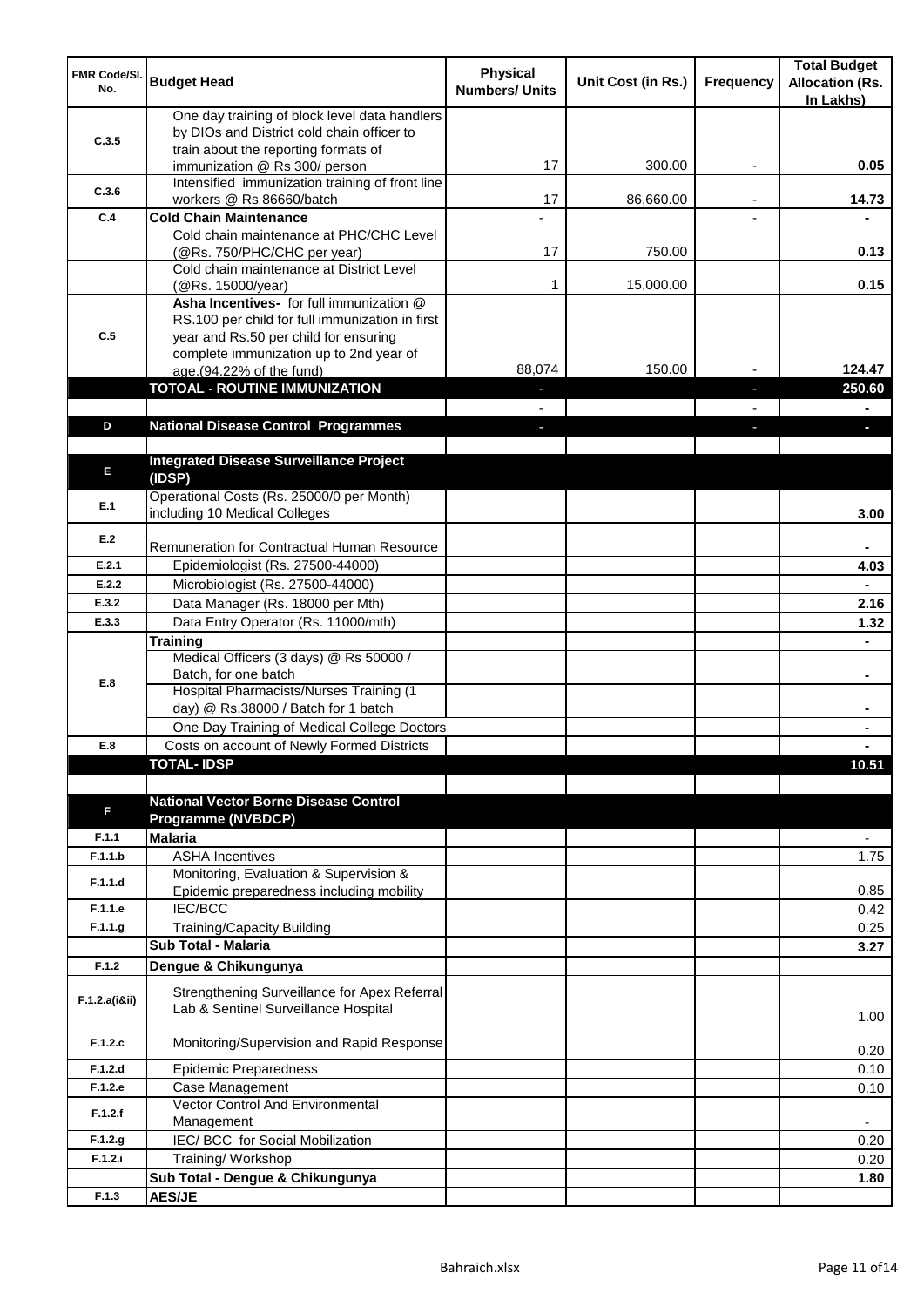| FMR Code/Sl. No. | Budget Head | Physical Numbers/ Units | Unit Cost (in Rs.) | Frequency | Total Budget Allocation (Rs. In Lakhs) |
|---|---|---|---|---|---|
| C.3.5 | One day training of block level data handlers by DIOs and District cold chain officer to train about the reporting formats of immunization @ Rs 300/ person | 17 | 300.00 | - | 0.05 |
| C.3.6 | Intensified immunization training of front line workers @ Rs 86660/batch | 17 | 86,660.00 | - | 14.73 |
| C.4 | **Cold Chain Maintenance** | - | | - | - |
| | Cold chain maintenance at PHC/CHC Level (@Rs. 750/PHC/CHC per year) | 17 | 750.00 | | 0.13 |
| | Cold chain maintenance at District Level (@Rs. 15000/year) | 1 | 15,000.00 | | 0.15 |
| C.5 | **Asha Incentives-** for full immunization @ RS.100 per child for full immunization in first year and Rs.50 per child for ensuring complete immunization up to 2nd year of age.(94.22% of the fund) | 88,074 | 150.00 | - | 124.47 |
| | **TOTOAL - ROUTINE IMMUNIZATION** | - | | - | **250.60** |
| | | - | | - | - |
| D | **National Disease Control Programmes** | - | | - | - |
| | | | | | |
| E | **Integrated Disease Surveillance Project (IDSP)** | | | | |
| E.1 | Operational Costs (Rs. 25000/0 per Month) including 10 Medical Colleges | | | | 3.00 |
| E.2 | Remuneration for Contractual Human Resource | | | | - |
| E.2.1 | Epidemiologist (Rs. 27500-44000) | | | | 4.03 |
| E.2.2 | Microbiologist (Rs. 27500-44000) | | | | - |
| E.3.2 | Data Manager (Rs. 18000 per Mth) | | | | 2.16 |
| E.3.3 | Data Entry Operator (Rs. 11000/mth) | | | | 1.32 |
| E.8 | **Training** | | | | - |
| | Medical Officers (3 days) @ Rs 50000 / Batch, for one batch | | | | - |
| | Hospital Pharmacists/Nurses Training (1 day) @ Rs.38000 / Batch for 1 batch | | | | - |
| | One Day Training of Medical College Doctors | | | | - |
| E.8 | Costs on account of Newly Formed Districts | | | | - |
| | **TOTAL- IDSP** | | | | **10.51** |
| | | | | | |
| F | **National Vector Borne Disease Control Programme (NVBDCP)** | | | | |
| F.1.1 | **Malaria** | | | | - |
| F.1.1.b | ASHA Incentives | | | | 1.75 |
| F.1.1.d | Monitoring, Evaluation & Supervision & Epidemic preparedness including mobility | | | | 0.85 |
| F.1.1.e | IEC/BCC | | | | 0.42 |
| F.1.1.g | Training/Capacity Building | | | | 0.25 |
| | **Sub Total - Malaria** | | | | **3.27** |
| F.1.2 | **Dengue & Chikungunya** | | | | |
| F.1.2.a(i&ii) | Strengthening Surveillance for Apex Referral Lab & Sentinel Surveillance Hospital | | | | 1.00 |
| F.1.2.c | Monitoring/Supervision and Rapid Response | | | | 0.20 |
| F.1.2.d | Epidemic Preparedness | | | | 0.10 |
| F.1.2.e | Case Management | | | | 0.10 |
| F.1.2.f | Vector Control And Environmental Management | | | | - |
| F.1.2.g | IEC/ BCC for Social Mobilization | | | | 0.20 |
| F.1.2.i | Training/ Workshop | | | | 0.20 |
| | **Sub Total - Dengue & Chikungunya** | | | | **1.80** |
| F.1.3 | **AES/JE** | | | | |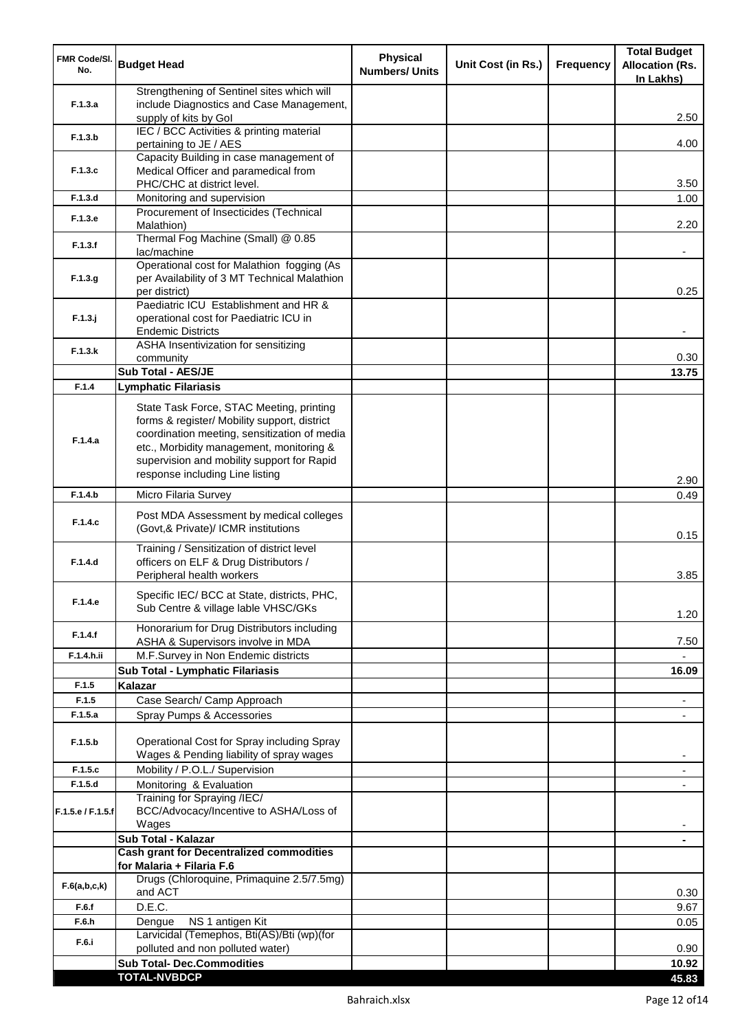| FMR Code/Sl. No. | Budget Head | Physical Numbers/ Units | Unit Cost (in Rs.) | Frequency | Total Budget Allocation (Rs. In Lakhs) |
|---|---|---|---|---|---|
| F.1.3.a | Strengthening of Sentinel sites which will include Diagnostics and Case Management, supply of kits by GoI | | | | 2.50 |
| F.1.3.b | IEC / BCC Activities & printing material pertaining to JE / AES | | | | 4.00 |
| F.1.3.c | Capacity Building in case management of Medical Officer and paramedical from PHC/CHC at district level. | | | | 3.50 |
| F.1.3.d | Monitoring and supervision | | | | 1.00 |
| F.1.3.e | Procurement of Insecticides (Technical Malathion) | | | | 2.20 |
| F.1.3.f | Thermal Fog Machine (Small) @ 0.85 lac/machine | | | | - |
| F.1.3.g | Operational cost for Malathion fogging (As per Availability of 3 MT Technical Malathion per district) | | | | 0.25 |
| F.1.3.j | Paediatric ICU Establishment and HR & operational cost for Paediatric ICU in Endemic Districts | | | | - |
| F.1.3.k | ASHA Insentivization for sensitizing community | | | | 0.30 |
| | **Sub Total - AES/JE** | | | | **13.75** |
| F.1.4 | **Lymphatic Filariasis** | | | | |
| F.1.4.a | State Task Force, STAC Meeting, printing forms & register/ Mobility support, district coordination meeting, sensitization of media etc., Morbidity management, monitoring & supervision and mobility support for Rapid response including Line listing | | | | 2.90 |
| F.1.4.b | Micro Filaria Survey | | | | 0.49 |
| F.1.4.c | Post MDA Assessment by medical colleges (Govt,& Private)/ ICMR institutions | | | | 0.15 |
| F.1.4.d | Training / Sensitization of district level officers on ELF & Drug Distributors / Peripheral health workers | | | | 3.85 |
| F.1.4.e | Specific IEC/ BCC at State, districts, PHC, Sub Centre & village lable VHSC/GKs | | | | 1.20 |
| F.1.4.f | Honorarium for Drug Distributors including ASHA & Supervisors involve in MDA | | | | 7.50 |
| F.1.4.h.ii | M.F.Survey in Non Endemic districts | | | | - |
| | **Sub Total - Lymphatic Filariasis** | | | | **16.09** |
| F.1.5 | **Kalazar** | | | | |
| F.1.5 | Case Search/ Camp Approach | | | | - |
| F.1.5.a | Spray Pumps & Accessories | | | | - |
| F.1.5.b | Operational Cost for Spray including Spray Wages & Pending liability of spray wages | | | | - |
| F.1.5.c | Mobility / P.O.L./ Supervision | | | | - |
| F.1.5.d | Monitoring & Evaluation | | | | - |
| F.1.5.e / F.1.5.f | Training for Spraying /IEC/ BCC/Advocacy/Incentive to ASHA/Loss of Wages | | | | - |
| | **Sub Total - Kalazar** | | | | **-** |
| | **Cash grant for Decentralized commodities for Malaria + Filaria F.6** | | | | |
| F.6(a,b,c,k) | Drugs (Chloroquine, Primaquine 2.5/7.5mg) and ACT | | | | 0.30 |
| F.6.f | D.E.C. | | | | 9.67 |
| F.6.h | Dengue NS 1 antigen Kit | | | | 0.05 |
| F.6.i | Larvicidal (Temephos, Bti(AS)/Bti (wp)(for polluted and non polluted water) | | | | 0.90 |
| | **Sub Total- Dec.Commodities** | | | | **10.92** |
| | **TOTAL-NVBDCP** | | | | **45.83** |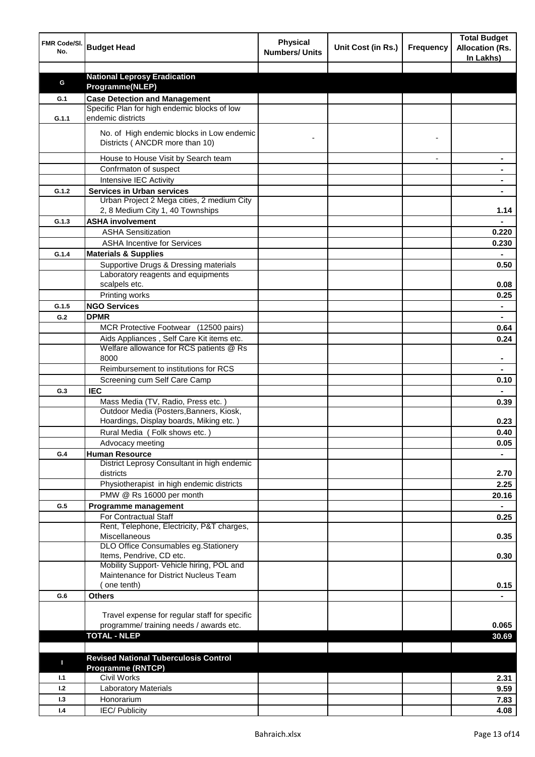| FMR Code/Sl. No. | Budget Head | Physical Numbers/ Units | Unit Cost (in Rs.) | Frequency | Total Budget Allocation (Rs. In Lakhs) |
|---|---|---|---|---|---|
| | | | | | |
| **G** | **National Leprosy Eradication Programme(NLEP)** | | | | |
| **G.1** | **Case Detection and Management** | | | | |
| **G.1.1** | Specific Plan for high endemic blocks of low endemic districts | | | | |
| | No. of High endemic blocks in Low endemic Districts ( ANCDR more than 10) | - | | - | |
| | House to House Visit by Search team | | | - | - |
| | Confrmaton of suspect | | | | - |
| | Intensive IEC Activity | | | | - |
| **G.1.2** | **Services in Urban services** | | | | - |
| | Urban Project 2 Mega cities, 2 medium City 2, 8 Medium City 1, 40 Townships | | | | 1.14 |
| **G.1.3** | **ASHA involvement** | | | | - |
| | ASHA Sensitization | | | | 0.220 |
| | ASHA Incentive for Services | | | | 0.230 |
| **G.1.4** | **Materials & Supplies** | | | | - |
| | Supportive Drugs & Dressing materials | | | | 0.50 |
| | Laboratory reagents and equipments scalpels etc. | | | | 0.08 |
| | Printing works | | | | 0.25 |
| **G.1.5** | **NGO Services** | | | | - |
| **G.2** | **DPMR** | | | | - |
| | MCR Protective Footwear (12500 pairs) | | | | 0.64 |
| | Aids Appliances , Self Care Kit items etc. | | | | 0.24 |
| | Welfare allowance for RCS patients @ Rs 8000 | | | | - |
| | Reimbursement to institutions for RCS | | | | - |
| | Screening cum Self Care Camp | | | | 0.10 |
| **G.3** | **IEC** | | | | - |
| | Mass Media (TV, Radio, Press etc. ) | | | | 0.39 |
| | Outdoor Media (Posters,Banners, Kiosk, Hoardings, Display boards, Miking etc. ) | | | | 0.23 |
| | Rural Media ( Folk shows etc. ) | | | | 0.40 |
| | Advocacy meeting | | | | 0.05 |
| **G.4** | **Human Resource** | | | | - |
| | District Leprosy Consultant in high endemic districts | | | | 2.70 |
| | Physiotherapist in high endemic districts | | | | 2.25 |
| | PMW @ Rs 16000 per month | | | | 20.16 |
| **G.5** | **Programme management** | | | | - |
| | For Contractual Staff | | | | 0.25 |
| | Rent, Telephone, Electricity, P&T charges, Miscellaneous | | | | 0.35 |
| | DLO Office Consumables eg.Stationery Items, Pendrive, CD etc. | | | | 0.30 |
| | Mobility Support- Vehicle hiring, POL and Maintenance for District Nucleus Team ( one tenth) | | | | 0.15 |
| **G.6** | **Others** | | | | - |
| | Travel expense for regular staff for specific programme/ training needs / awards etc. | | | | 0.065 |
| | **TOTAL - NLEP** | | | | **30.69** |
| | | | | | |
| **I** | **Revised National Tuberculosis Control Programme (RNTCP)** | | | | |
| **I.1** | Civil Works | | | | 2.31 |
| **I.2** | Laboratory Materials | | | | 9.59 |
| **I.3** | Honorarium | | | | 7.83 |
| **I.4** | IEC/ Publicity | | | | 4.08 |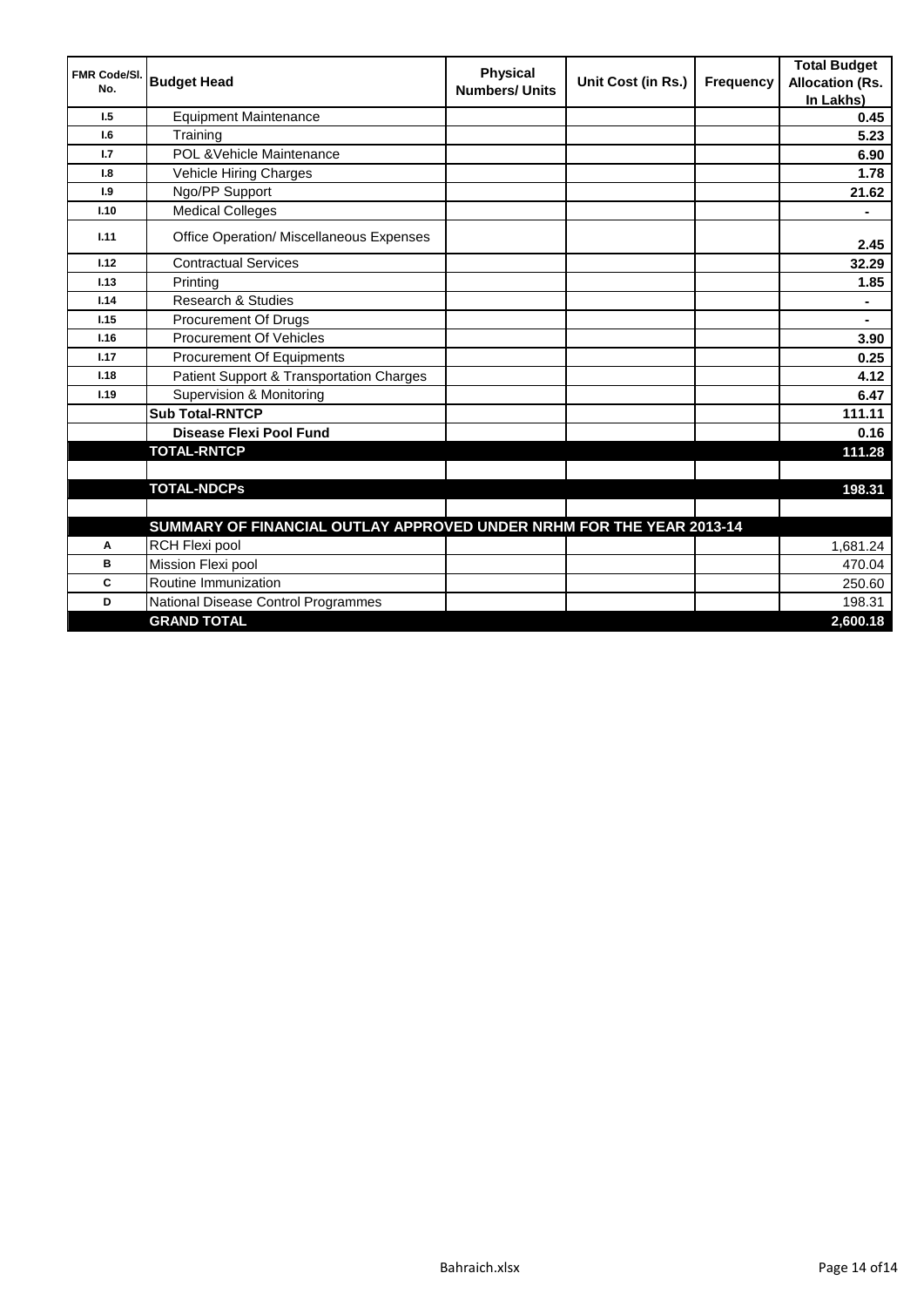| FMR Code/Sl. No. | Budget Head | Physical Numbers/ Units | Unit Cost (in Rs.) | Frequency | Total Budget Allocation (Rs. In Lakhs) |
|---|---|---|---|---|---|
| I.5 | Equipment Maintenance | | | | **0.45** |
| I.6 | Training | | | | **5.23** |
| I.7 | POL &Vehicle Maintenance | | | | **6.90** |
| I.8 | Vehicle Hiring Charges | | | | **1.78** |
| I.9 | Ngo/PP Support | | | | **21.62** |
| I.10 | Medical Colleges | | | | **-** |
| I.11 | Office Operation/ Miscellaneous Expenses | | | | **2.45** |
| I.12 | Contractual Services | | | | **32.29** |
| I.13 | Printing | | | | **1.85** |
| I.14 | Research & Studies | | | | **-** |
| I.15 | Procurement Of Drugs | | | | **-** |
| I.16 | Procurement Of Vehicles | | | | **3.90** |
| I.17 | Procurement Of Equipments | | | | **0.25** |
| I.18 | Patient Support & Transportation Charges | | | | **4.12** |
| I.19 | Supervision & Monitoring | | | | **6.47** |
| | **Sub Total-RNTCP** | | | | **111.11** |
| | **Disease Flexi Pool Fund** | | | | **0.16** |
| | **TOTAL-RNTCP** | | | | **111.28** |
| | | | | | |
| | **TOTAL-NDCPs** | | | | **198.31** |
| | | | | | |
| | **SUMMARY OF FINANCIAL OUTLAY APPROVED UNDER NRHM FOR THE YEAR 2013-14** | | | | |
| A | RCH Flexi pool | | | | 1,681.24 |
| B | Mission Flexi pool | | | | 470.04 |
| C | Routine Immunization | | | | 250.60 |
| D | National Disease Control Programmes | | | | 198.31 |
| | **GRAND TOTAL** | | | | **2,600.18** |